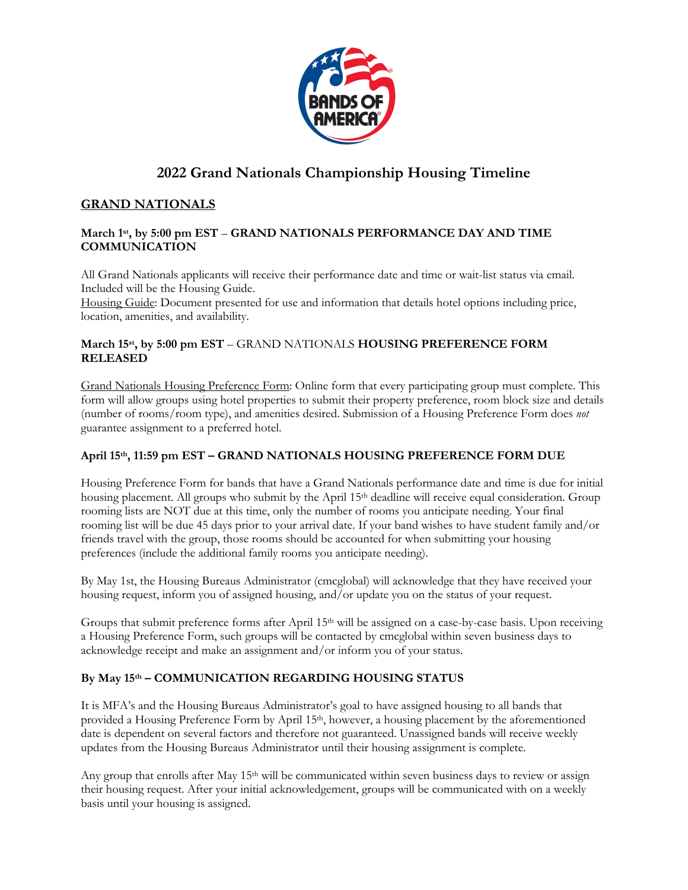# 2022 Grand Nationals Championship Housing Timeline

## GRAND NATIONALS

### March 1st, by 5:00 pm EST – GRAND NATIONALS PERFORMANCE DAY AND TIME COMMUNICATION

All Grand Nationals applicants will receive their performance date and time or wait-list status via email. Included will be the Housing Guide.
Housing Guide: Document presented for use and information that details hotel options including price, location, amenities, and availability.

### March 15st, by 5:00 pm EST – GRAND NATIONALS HOUSING PREFERENCE FORM RELEASED

Grand Nationals Housing Preference Form: Online form that every participating group must complete. This form will allow groups using hotel properties to submit their property preference, room block size and details (number of rooms/room type), and amenities desired. Submission of a Housing Preference Form does *not* guarantee assignment to a preferred hotel.

### April 15th, 11:59 pm EST – GRAND NATIONALS HOUSING PREFERENCE FORM DUE

Housing Preference Form for bands that have a Grand Nationals performance date and time is due for initial housing placement. All groups who submit by the April 15th deadline will receive equal consideration. Group rooming lists are NOT due at this time, only the number of rooms you anticipate needing. Your final rooming list will be due 45 days prior to your arrival date. If your band wishes to have student family and/or friends travel with the group, those rooms should be accounted for when submitting your housing preferences (include the additional family rooms you anticipate needing).

By May 1st, the Housing Bureaus Administrator (cmcglobal) will acknowledge that they have received your housing request, inform you of assigned housing, and/or update you on the status of your request.

Groups that submit preference forms after April 15th will be assigned on a case-by-case basis. Upon receiving a Housing Preference Form, such groups will be contacted by cmcglobal within seven business days to acknowledge receipt and make an assignment and/or inform you of your status.

### By May 15th – COMMUNICATION REGARDING HOUSING STATUS

It is MFA's and the Housing Bureaus Administrator's goal to have assigned housing to all bands that provided a Housing Preference Form by April 15th, however, a housing placement by the aforementioned date is dependent on several factors and therefore not guaranteed. Unassigned bands will receive weekly updates from the Housing Bureaus Administrator until their housing assignment is complete.

Any group that enrolls after May 15th will be communicated within seven business days to review or assign their housing request. After your initial acknowledgement, groups will be communicated with on a weekly basis until your housing is assigned.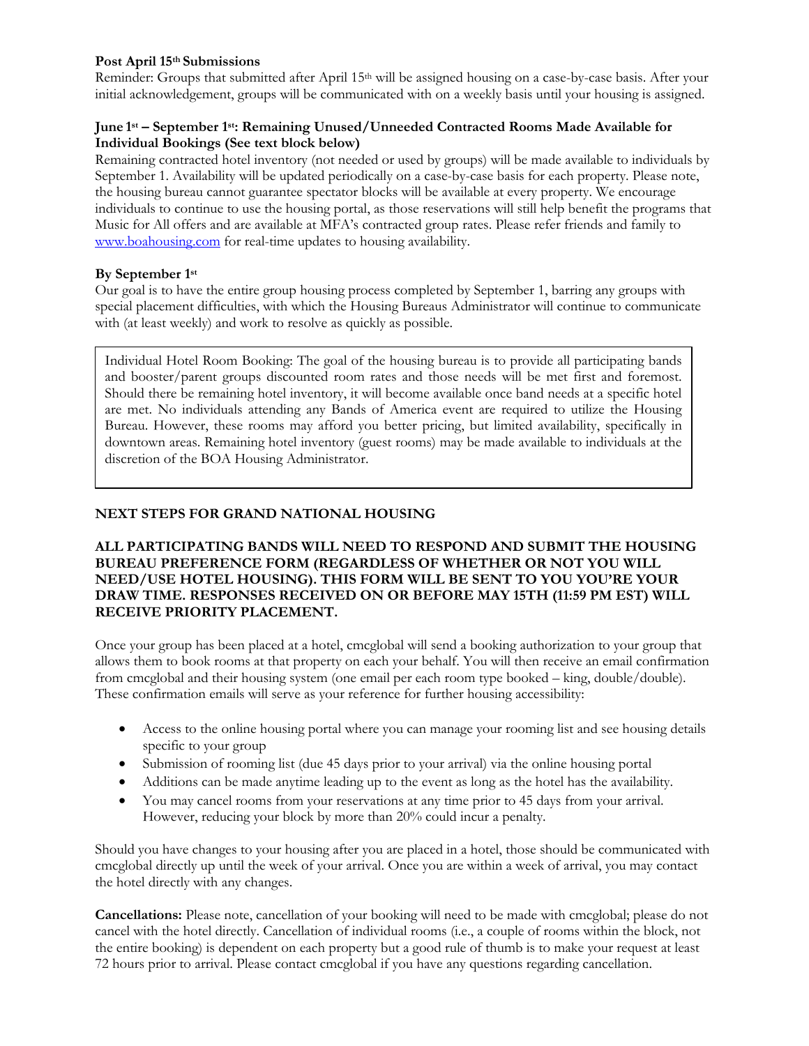**Post April 15th Submissions**

Reminder: Groups that submitted after April 15th will be assigned housing on a case-by-case basis. After your initial acknowledgement, groups will be communicated with on a weekly basis until your housing is assigned.

**June 1st – September 1st: Remaining Unused/Unneeded Contracted Rooms Made Available for Individual Bookings (See text block below)**

Remaining contracted hotel inventory (not needed or used by groups) will be made available to individuals by September 1. Availability will be updated periodically on a case-by-case basis for each property. Please note, the housing bureau cannot guarantee spectator blocks will be available at every property. We encourage individuals to continue to use the housing portal, as those reservations will still help benefit the programs that Music for All offers and are available at MFA's contracted group rates. Please refer friends and family to www.boahousing.com for real-time updates to housing availability.

**By September 1st**

Our goal is to have the entire group housing process completed by September 1, barring any groups with special placement difficulties, with which the Housing Bureaus Administrator will continue to communicate with (at least weekly) and work to resolve as quickly as possible.

Individual Hotel Room Booking: The goal of the housing bureau is to provide all participating bands and booster/parent groups discounted room rates and those needs will be met first and foremost. Should there be remaining hotel inventory, it will become available once band needs at a specific hotel are met. No individuals attending any Bands of America event are required to utilize the Housing Bureau. However, these rooms may afford you better pricing, but limited availability, specifically in downtown areas. Remaining hotel inventory (guest rooms) may be made available to individuals at the discretion of the BOA Housing Administrator.

## NEXT STEPS FOR GRAND NATIONAL HOUSING

**ALL PARTICIPATING BANDS WILL NEED TO RESPOND AND SUBMIT THE HOUSING BUREAU PREFERENCE FORM (REGARDLESS OF WHETHER OR NOT YOU WILL NEED/USE HOTEL HOUSING). THIS FORM WILL BE SENT TO YOU YOU'RE YOUR DRAW TIME. RESPONSES RECEIVED ON OR BEFORE MAY 15TH (11:59 PM EST) WILL RECEIVE PRIORITY PLACEMENT.**

Once your group has been placed at a hotel, cmcglobal will send a booking authorization to your group that allows them to book rooms at that property on each your behalf. You will then receive an email confirmation from cmcglobal and their housing system (one email per each room type booked – king, double/double). These confirmation emails will serve as your reference for further housing accessibility:

- Access to the online housing portal where you can manage your rooming list and see housing details specific to your group
- Submission of rooming list (due 45 days prior to your arrival) via the online housing portal
- Additions can be made anytime leading up to the event as long as the hotel has the availability.
- You may cancel rooms from your reservations at any time prior to 45 days from your arrival. However, reducing your block by more than 20% could incur a penalty.

Should you have changes to your housing after you are placed in a hotel, those should be communicated with cmcglobal directly up until the week of your arrival. Once you are within a week of arrival, you may contact the hotel directly with any changes.

**Cancellations:** Please note, cancellation of your booking will need to be made with cmcglobal; please do not cancel with the hotel directly. Cancellation of individual rooms (i.e., a couple of rooms within the block, not the entire booking) is dependent on each property but a good rule of thumb is to make your request at least 72 hours prior to arrival. Please contact cmcglobal if you have any questions regarding cancellation.